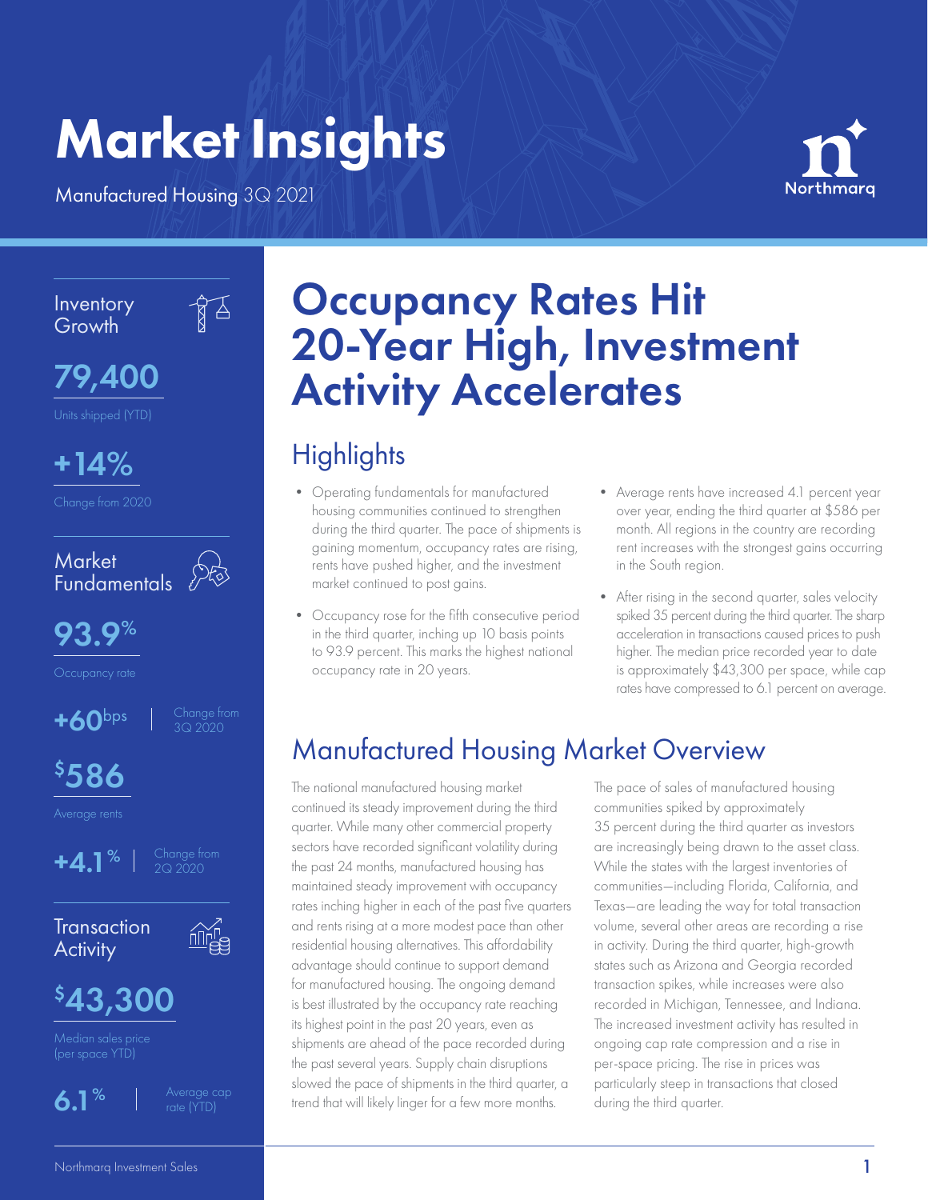# Market Insights

Manufactured Housing 3Q 2021

Northmarq

## Inventory Growth

**79,400**

Units shipped (YTD)

**+14%**

Change from 2020

## Market Fundamentals

**93.9%**

Occupancy rate

**+60bps** | Change from 3Q 2020

**$586**

Average rents

**+4.1%** | Change from 2Q 2020

## Transaction Activity

**$43,300**

Median sales price (per space YTD)

**6.1%** | Average cap rate (YTD)

# Occupancy Rates Hit 20-Year High, Investment Activity Accelerates

## Highlights

- Operating fundamentals for manufactured housing communities continued to strengthen during the third quarter. The pace of shipments is gaining momentum, occupancy rates are rising, rents have pushed higher, and the investment market continued to post gains.
- Occupancy rose for the fifth consecutive period in the third quarter, inching up 10 basis points to 93.9 percent. This marks the highest national occupancy rate in 20 years.
- Average rents have increased 4.1 percent year over year, ending the third quarter at $586 per month. All regions in the country are recording rent increases with the strongest gains occurring in the South region.
- After rising in the second quarter, sales velocity spiked 35 percent during the third quarter. The sharp acceleration in transactions caused prices to push higher. The median price recorded year to date is approximately $43,300 per space, while cap rates have compressed to 6.1 percent on average.

## Manufactured Housing Market Overview

The national manufactured housing market continued its steady improvement during the third quarter. While many other commercial property sectors have recorded significant volatility during the past 24 months, manufactured housing has maintained steady improvement with occupancy rates inching higher in each of the past five quarters and rents rising at a more modest pace than other residential housing alternatives. This affordability advantage should continue to support demand for manufactured housing. The ongoing demand is best illustrated by the occupancy rate reaching its highest point in the past 20 years, even as shipments are ahead of the pace recorded during the past several years. Supply chain disruptions slowed the pace of shipments in the third quarter, a trend that will likely linger for a few more months.

The pace of sales of manufactured housing communities spiked by approximately 35 percent during the third quarter as investors are increasingly being drawn to the asset class. While the states with the largest inventories of communities—including Florida, California, and Texas—are leading the way for total transaction volume, several other areas are recording a rise in activity. During the third quarter, high-growth states such as Arizona and Georgia recorded transaction spikes, while increases were also recorded in Michigan, Tennessee, and Indiana. The increased investment activity has resulted in ongoing cap rate compression and a rise in per-space pricing. The rise in prices was particularly steep in transactions that closed during the third quarter.

Northmarq Investment Sales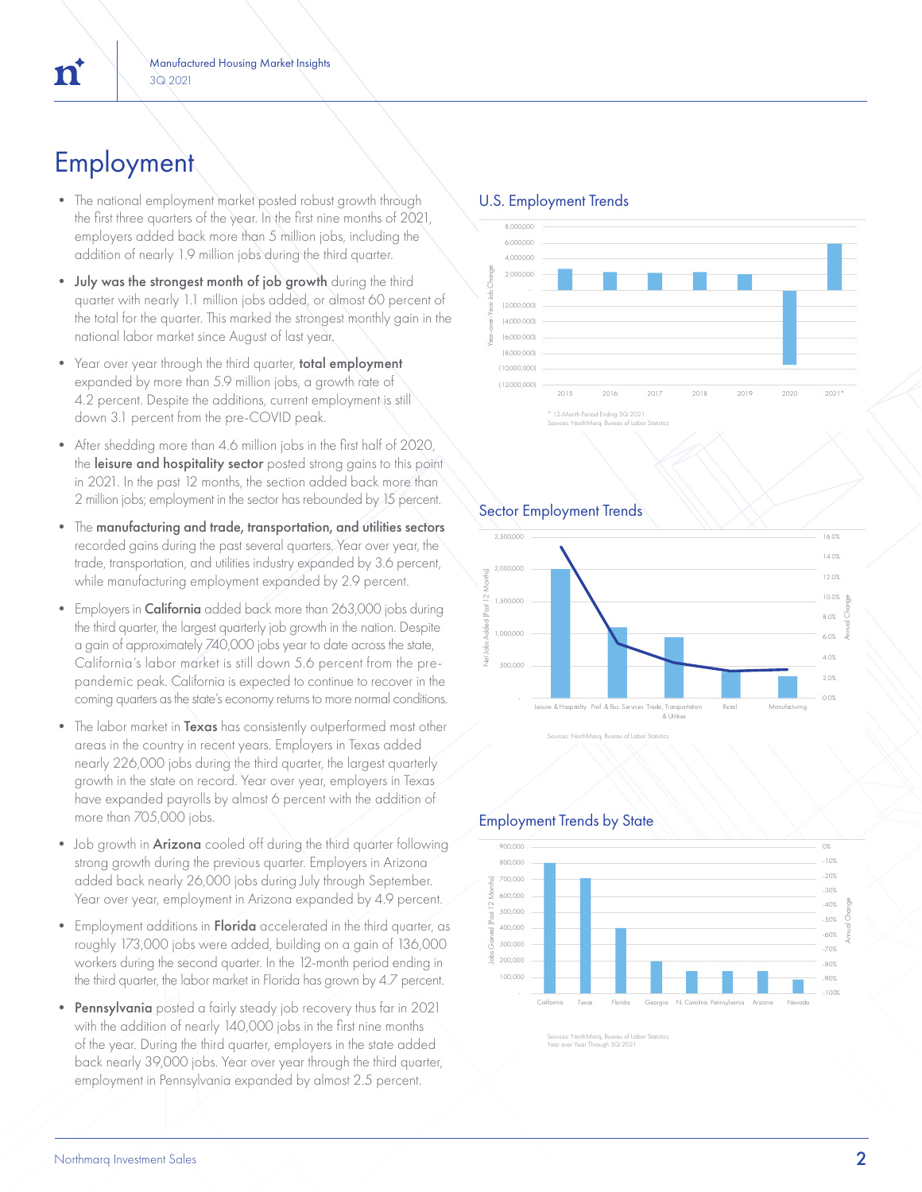# Employment

- The national employment market posted robust growth through the first three quarters of the year. In the first nine months of 2021, employers added back more than 5 million jobs, including the addition of nearly 1.9 million jobs during the third quarter.
- **July was the strongest month of job growth** during the third quarter with nearly 1.1 million jobs added, or almost 60 percent of the total for the quarter. This marked the strongest monthly gain in the national labor market since August of last year.
- Year over year through the third quarter, **total employment** expanded by more than 5.9 million jobs, a growth rate of 4.2 percent. Despite the additions, current employment is still down 3.1 percent from the pre-COVID peak.
- After shedding more than 4.6 million jobs in the first half of 2020, the **leisure and hospitality sector** posted strong gains to this point in 2021. In the past 12 months, the section added back more than 2 million jobs; employment in the sector has rebounded by 15 percent.
- The **manufacturing and trade, transportation, and utilities sectors** recorded gains during the past several quarters. Year over year, the trade, transportation, and utilities industry expanded by 3.6 percent, while manufacturing employment expanded by 2.9 percent.
- Employers in **California** added back more than 263,000 jobs during the third quarter, the largest quarterly job growth in the nation. Despite a gain of approximately 740,000 jobs year to date across the state, California's labor market is still down 5.6 percent from the pre-pandemic peak. California is expected to continue to recover in the coming quarters as the state's economy returns to more normal conditions.
- The labor market in **Texas** has consistently outperformed most other areas in the country in recent years. Employers in Texas added nearly 226,000 jobs during the third quarter, the largest quarterly growth in the state on record. Year over year, employers in Texas have expanded payrolls by almost 6 percent with the addition of more than 705,000 jobs.
- Job growth in **Arizona** cooled off during the third quarter following strong growth during the previous quarter. Employers in Arizona added back nearly 26,000 jobs during July through September. Year over year, employment in Arizona expanded by 4.9 percent.
- Employment additions in **Florida** accelerated in the third quarter, as roughly 173,000 jobs were added, building on a gain of 136,000 workers during the second quarter. In the 12-month period ending in the third quarter, the labor market in Florida has grown by 4.7 percent.
- **Pennsylvania** posted a fairly steady job recovery thus far in 2021 with the addition of nearly 140,000 jobs in the first nine months of the year. During the third quarter, employers in the state added back nearly 39,000 jobs. Year over year through the third quarter, employment in Pennsylvania expanded by almost 2.5 percent.

## U.S. Employment Trends

\* 12-Month Period Ending 3Q 2021
Sources: NorthMarq, Bureau of Labor Statistics

## Sector Employment Trends

Sources: NorthMarq, Bureau of Labor Statistics

## Employment Trends by State

Sources: NorthMarq, Bureau of Labor Statistics
Year over Year Through 3Q 2021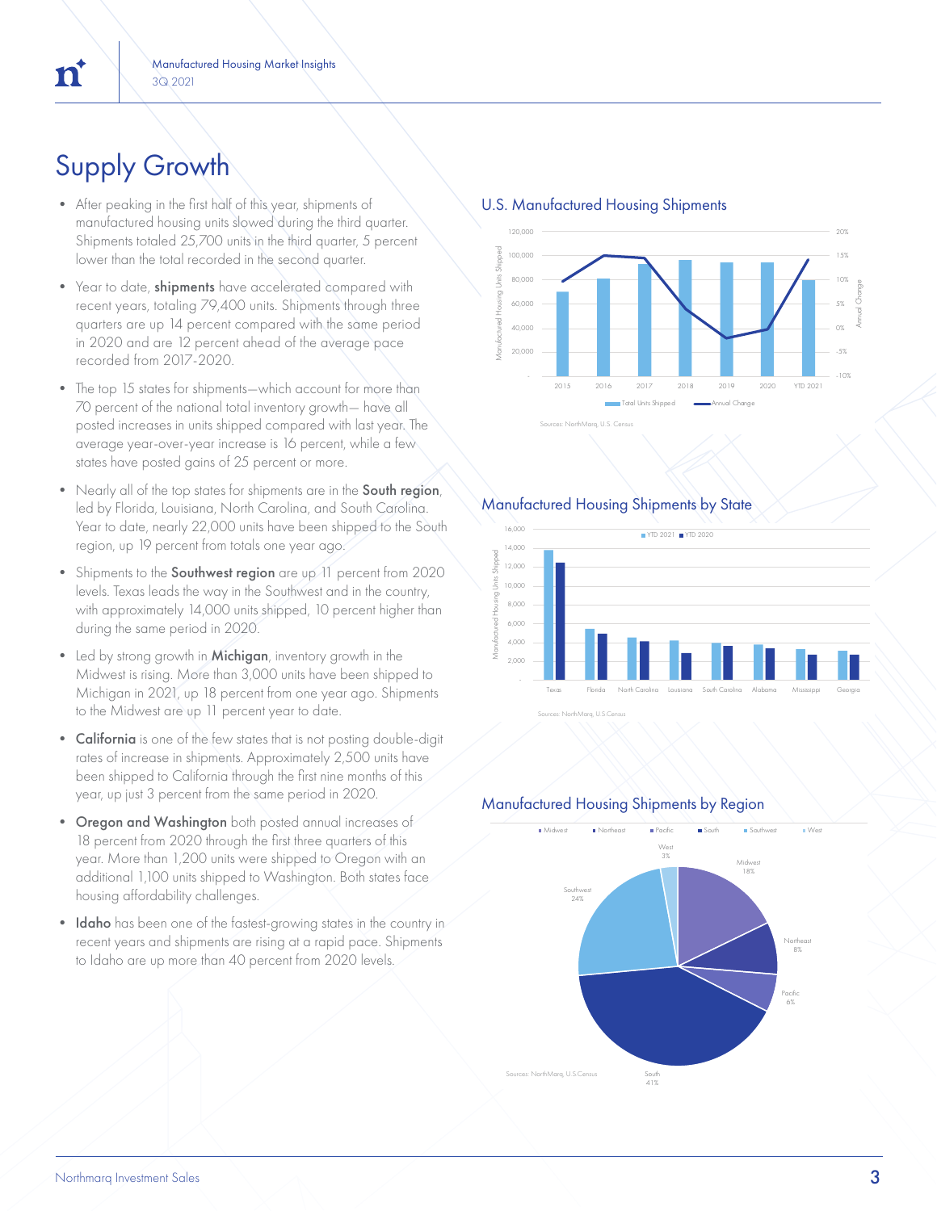# Supply Growth

- After peaking in the first half of this year, shipments of manufactured housing units slowed during the third quarter. Shipments totaled 25,700 units in the third quarter, 5 percent lower than the total recorded in the second quarter.
- Year to date, **shipments** have accelerated compared with recent years, totaling 79,400 units. Shipments through three quarters are up 14 percent compared with the same period in 2020 and are 12 percent ahead of the average pace recorded from 2017-2020.
- The top 15 states for shipments—which account for more than 70 percent of the national total inventory growth— have all posted increases in units shipped compared with last year. The average year-over-year increase is 16 percent, while a few states have posted gains of 25 percent or more.
- Nearly all of the top states for shipments are in the **South region**, led by Florida, Louisiana, North Carolina, and South Carolina. Year to date, nearly 22,000 units have been shipped to the South region, up 19 percent from totals one year ago.
- Shipments to the **Southwest region** are up 11 percent from 2020 levels. Texas leads the way in the Southwest and in the country, with approximately 14,000 units shipped, 10 percent higher than during the same period in 2020.
- Led by strong growth in **Michigan**, inventory growth in the Midwest is rising. More than 3,000 units have been shipped to Michigan in 2021, up 18 percent from one year ago. Shipments to the Midwest are up 11 percent year to date.
- **California** is one of the few states that is not posting double-digit rates of increase in shipments. Approximately 2,500 units have been shipped to California through the first nine months of this year, up just 3 percent from the same period in 2020.
- **Oregon and Washington** both posted annual increases of 18 percent from 2020 through the first three quarters of this year. More than 1,200 units were shipped to Oregon with an additional 1,100 units shipped to Washington. Both states face housing affordability challenges.
- **Idaho** has been one of the fastest-growing states in the country in recent years and shipments are rising at a rapid pace. Shipments to Idaho are up more than 40 percent from 2020 levels.

## U.S. Manufactured Housing Shipments

Sources: NorthMarq, U.S. Census

## Manufactured Housing Shipments by State

Sources: NorthMarq, U.S.Census

## Manufactured Housing Shipments by Region

| Region | Share |
|---|---|
| Midwest | 18% |
| Northeast | 8% |
| Pacific | 6% |
| South | 41% |
| Southwest | 24% |
| West | 3% |

Sources: NorthMarq, U.S.Census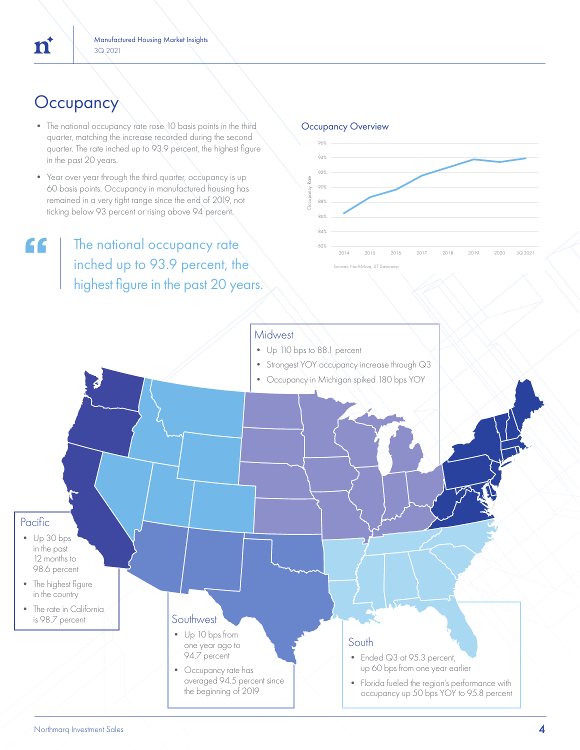# Occupancy

- The national occupancy rate rose 10 basis points in the third quarter, matching the increase recorded during the second quarter. The rate inched up to 93.9 percent, the highest figure in the past 20 years.
- Year over year through the third quarter, occupancy is up 60 basis points. Occupancy in manufactured housing has remained in a very tight range since the end of 2019, not ticking below 93 percent or rising above 94 percent.

> The national occupancy rate inched up to 93.9 percent, the highest figure in the past 20 years.

### Occupancy Overview

Sources: NorthMarq, JLT Datacomp

### Midwest

- Up 110 bps to 88.1 percent
- Strongest YOY occupancy increase through Q3
- Occupancy in Michigan spiked 180 bps YOY

### Pacific

- Up 30 bps in the past 12 months to 98.6 percent
- The highest figure in the country
- The rate in California is 98.7 percent

### Southwest

- Up 10 bps from one year ago to 94.7 percent
- Occupancy rate has averaged 94.5 percent since the beginning of 2019

### South

- Ended Q3 at 95.3 percent, up 60 bps from one year earlier
- Florida fueled the region's performance with occupancy up 50 bps YOY to 95.8 percent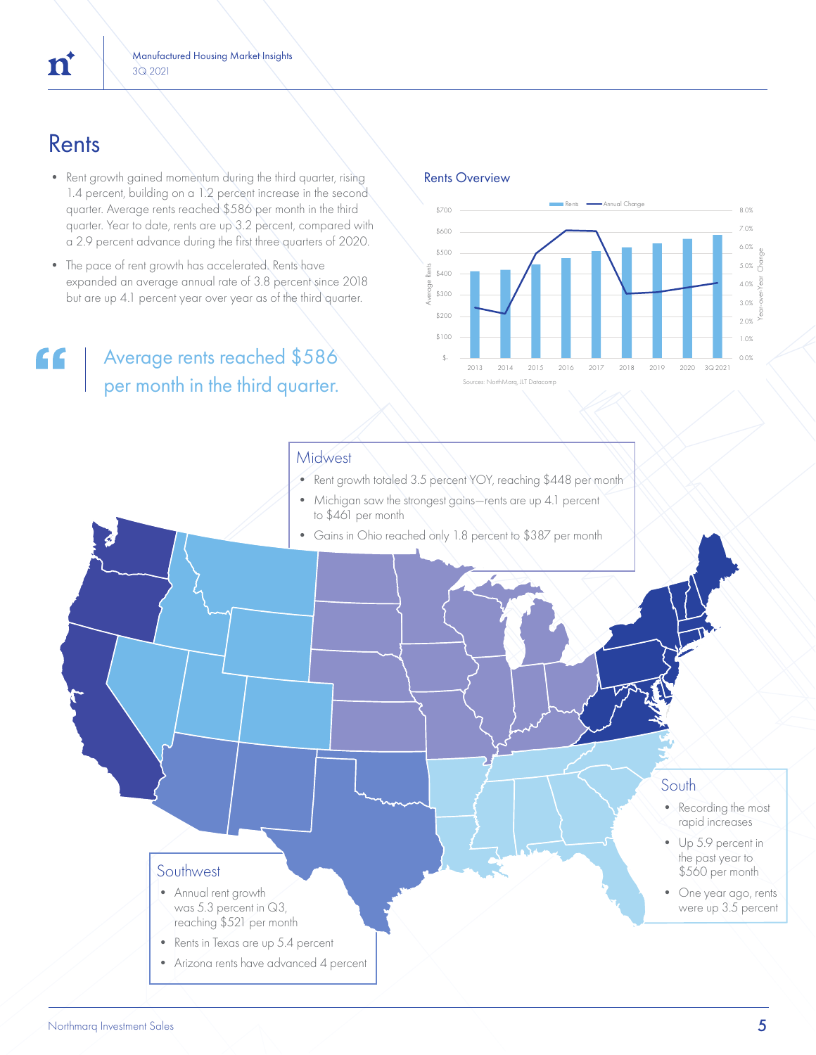# Rents

- Rent growth gained momentum during the third quarter, rising 1.4 percent, building on a 1.2 percent increase in the second quarter. Average rents reached $586 per month in the third quarter. Year to date, rents are up 3.2 percent, compared with a 2.9 percent advance during the first three quarters of 2020.
- The pace of rent growth has accelerated. Rents have expanded an average annual rate of 3.8 percent since 2018 but are up 4.1 percent year over year as of the third quarter.

> Average rents reached $586 per month in the third quarter.

## Rents Overview

Rents — Annual Change

Average Rents: $- to $700; Year-over-Year Change: 0.0% to 8.0%

2013, 2014, 2015, 2016, 2017, 2018, 2019, 2020, 3Q 2021

Sources: NorthMarq, JLT Datacomp

### Midwest

- Rent growth totaled 3.5 percent YOY, reaching $448 per month
- Michigan saw the strongest gains—rents are up 4.1 percent to $461 per month
- Gains in Ohio reached only 1.8 percent to $387 per month

### South

- Recording the most rapid increases
- Up 5.9 percent in the past year to $560 per month
- One year ago, rents were up 3.5 percent

### Southwest

- Annual rent growth was 5.3 percent in Q3, reaching $521 per month
- Rents in Texas are up 5.4 percent
- Arizona rents have advanced 4 percent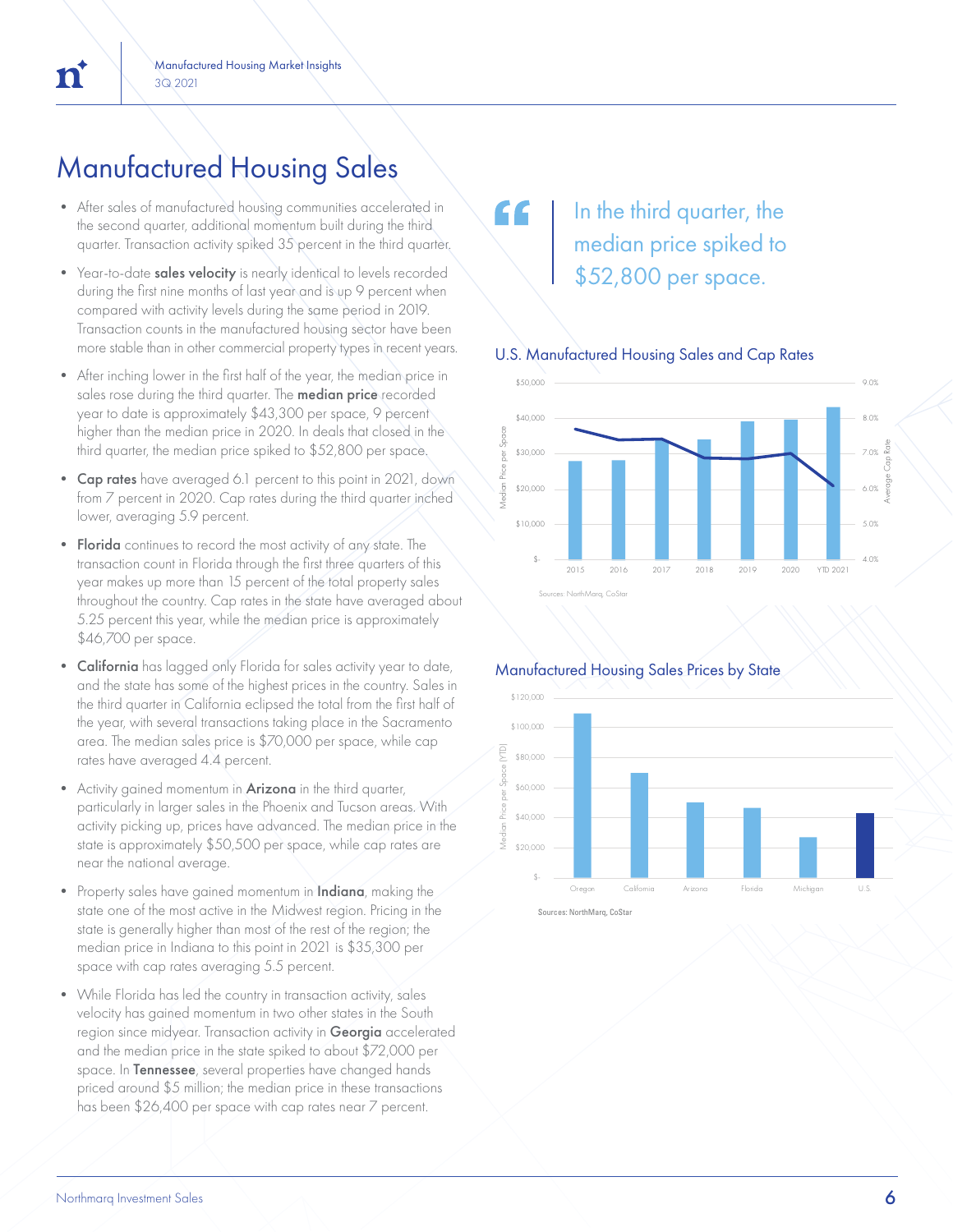# Manufactured Housing Sales

- After sales of manufactured housing communities accelerated in the second quarter, additional momentum built during the third quarter. Transaction activity spiked 35 percent in the third quarter.
- Year-to-date **sales velocity** is nearly identical to levels recorded during the first nine months of last year and is up 9 percent when compared with activity levels during the same period in 2019. Transaction counts in the manufactured housing sector have been more stable than in other commercial property types in recent years.
- After inching lower in the first half of the year, the median price in sales rose during the third quarter. The **median price** recorded year to date is approximately $43,300 per space, 9 percent higher than the median price in 2020. In deals that closed in the third quarter, the median price spiked to $52,800 per space.
- **Cap rates** have averaged 6.1 percent to this point in 2021, down from 7 percent in 2020. Cap rates during the third quarter inched lower, averaging 5.9 percent.
- **Florida** continues to record the most activity of any state. The transaction count in Florida through the first three quarters of this year makes up more than 15 percent of the total property sales throughout the country. Cap rates in the state have averaged about 5.25 percent this year, while the median price is approximately $46,700 per space.
- **California** has lagged only Florida for sales activity year to date, and the state has some of the highest prices in the country. Sales in the third quarter in California eclipsed the total from the first half of the year, with several transactions taking place in the Sacramento area. The median sales price is $70,000 per space, while cap rates have averaged 4.4 percent.
- Activity gained momentum in **Arizona** in the third quarter, particularly in larger sales in the Phoenix and Tucson areas. With activity picking up, prices have advanced. The median price in the state is approximately $50,500 per space, while cap rates are near the national average.
- Property sales have gained momentum in **Indiana**, making the state one of the most active in the Midwest region. Pricing in the state is generally higher than most of the rest of the region; the median price in Indiana to this point in 2021 is $35,300 per space with cap rates averaging 5.5 percent.
- While Florida has led the country in transaction activity, sales velocity has gained momentum in two other states in the South region since midyear. Transaction activity in **Georgia** accelerated and the median price in the state spiked to about $72,000 per space. In **Tennessee**, several properties have changed hands priced around $5 million; the median price in these transactions has been $26,400 per space with cap rates near 7 percent.

> In the third quarter, the median price spiked to $52,800 per space.

### U.S. Manufactured Housing Sales and Cap Rates

Sources: NorthMarq, CoStar

### Manufactured Housing Sales Prices by State

Sources: NorthMarq, CoStar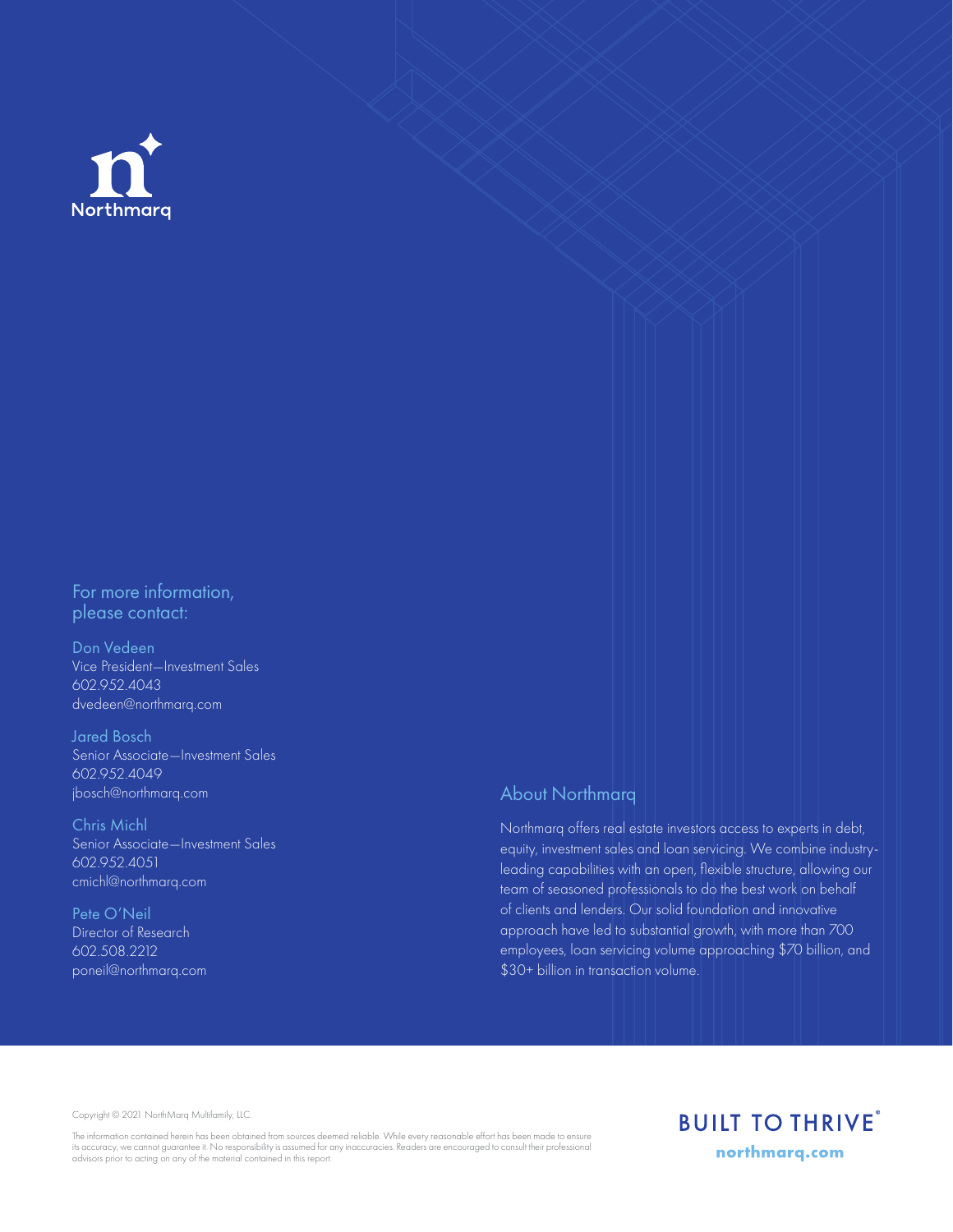Northmarq

## For more information, please contact:

**Don Vedeen**
Vice President—Investment Sales
602.952.4043
dvedeen@northmarq.com

**Jared Bosch**
Senior Associate—Investment Sales
602.952.4049
jbosch@northmarq.com

**Chris Michl**
Senior Associate—Investment Sales
602.952.4051
cmichl@northmarq.com

**Pete O'Neil**
Director of Research
602.508.2212
poneil@northmarq.com

## About Northmarq

Northmarq offers real estate investors access to experts in debt, equity, investment sales and loan servicing. We combine industry-leading capabilities with an open, flexible structure, allowing our team of seasoned professionals to do the best work on behalf of clients and lenders. Our solid foundation and innovative approach have led to substantial growth, with more than 700 employees, loan servicing volume approaching $70 billion, and $30+ billion in transaction volume.

Copyright © 2021 NorthMarq Multifamily, LLC.

The information contained herein has been obtained from sources deemed reliable. While every reasonable effort has been made to ensure its accuracy, we cannot guarantee it. No responsibility is assumed for any inaccuracies. Readers are encouraged to consult their professional advisors prior to acting on any of the material contained in this report.

BUILT TO THRIVE®
northmarq.com